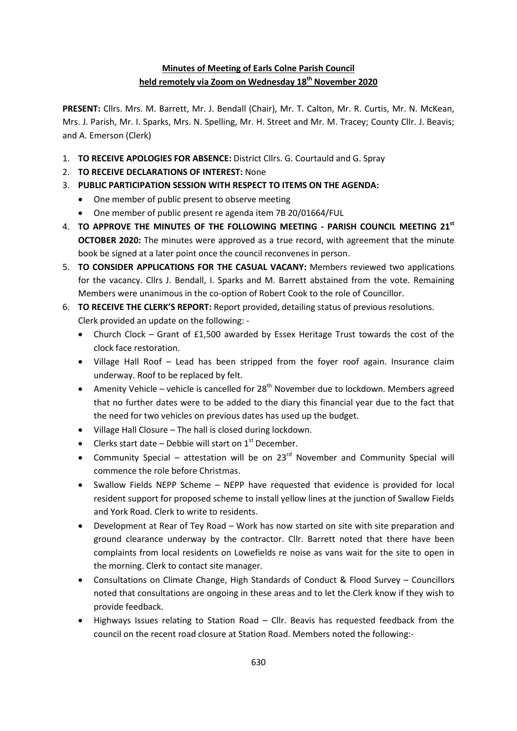**Minutes of Meeting of Earls Colne Parish Council**
**held remotely via Zoom on Wednesday 18th November 2020**

**PRESENT:** Cllrs. Mrs. M. Barrett, Mr. J. Bendall (Chair), Mr. T. Calton, Mr. R. Curtis, Mr. N. McKean, Mrs. J. Parish, Mr. I. Sparks, Mrs. N. Spelling, Mr. H. Street and Mr. M. Tracey; County Cllr. J. Beavis; and A. Emerson (Clerk)

1. **TO RECEIVE APOLOGIES FOR ABSENCE:** District Cllrs. G. Courtauld and G. Spray
2. **TO RECEIVE DECLARATIONS OF INTEREST:** None
3. **PUBLIC PARTICIPATION SESSION WITH RESPECT TO ITEMS ON THE AGENDA:**
   - One member of public present to observe meeting
   - One member of public present re agenda item 7B 20/01664/FUL
4. **TO APPROVE THE MINUTES OF THE FOLLOWING MEETING - PARISH COUNCIL MEETING 21st OCTOBER 2020:** The minutes were approved as a true record, with agreement that the minute book be signed at a later point once the council reconvenes in person.
5. **TO CONSIDER APPLICATIONS FOR THE CASUAL VACANY:** Members reviewed two applications for the vacancy. Cllrs J. Bendall, I. Sparks and M. Barrett abstained from the vote. Remaining Members were unanimous in the co-option of Robert Cook to the role of Councillor.
6. **TO RECEIVE THE CLERK'S REPORT:** Report provided, detailing status of previous resolutions. Clerk provided an update on the following: -
   - Church Clock – Grant of £1,500 awarded by Essex Heritage Trust towards the cost of the clock face restoration.
   - Village Hall Roof – Lead has been stripped from the foyer roof again. Insurance claim underway. Roof to be replaced by felt.
   - Amenity Vehicle – vehicle is cancelled for 28th November due to lockdown. Members agreed that no further dates were to be added to the diary this financial year due to the fact that the need for two vehicles on previous dates has used up the budget.
   - Village Hall Closure – The hall is closed during lockdown.
   - Clerks start date – Debbie will start on 1st December.
   - Community Special – attestation will be on 23rd November and Community Special will commence the role before Christmas.
   - Swallow Fields NEPP Scheme – NEPP have requested that evidence is provided for local resident support for proposed scheme to install yellow lines at the junction of Swallow Fields and York Road. Clerk to write to residents.
   - Development at Rear of Tey Road – Work has now started on site with site preparation and ground clearance underway by the contractor. Cllr. Barrett noted that there have been complaints from local residents on Lowefields re noise as vans wait for the site to open in the morning. Clerk to contact site manager.
   - Consultations on Climate Change, High Standards of Conduct & Flood Survey – Councillors noted that consultations are ongoing in these areas and to let the Clerk know if they wish to provide feedback.
   - Highways Issues relating to Station Road – Cllr. Beavis has requested feedback from the council on the recent road closure at Station Road. Members noted the following:-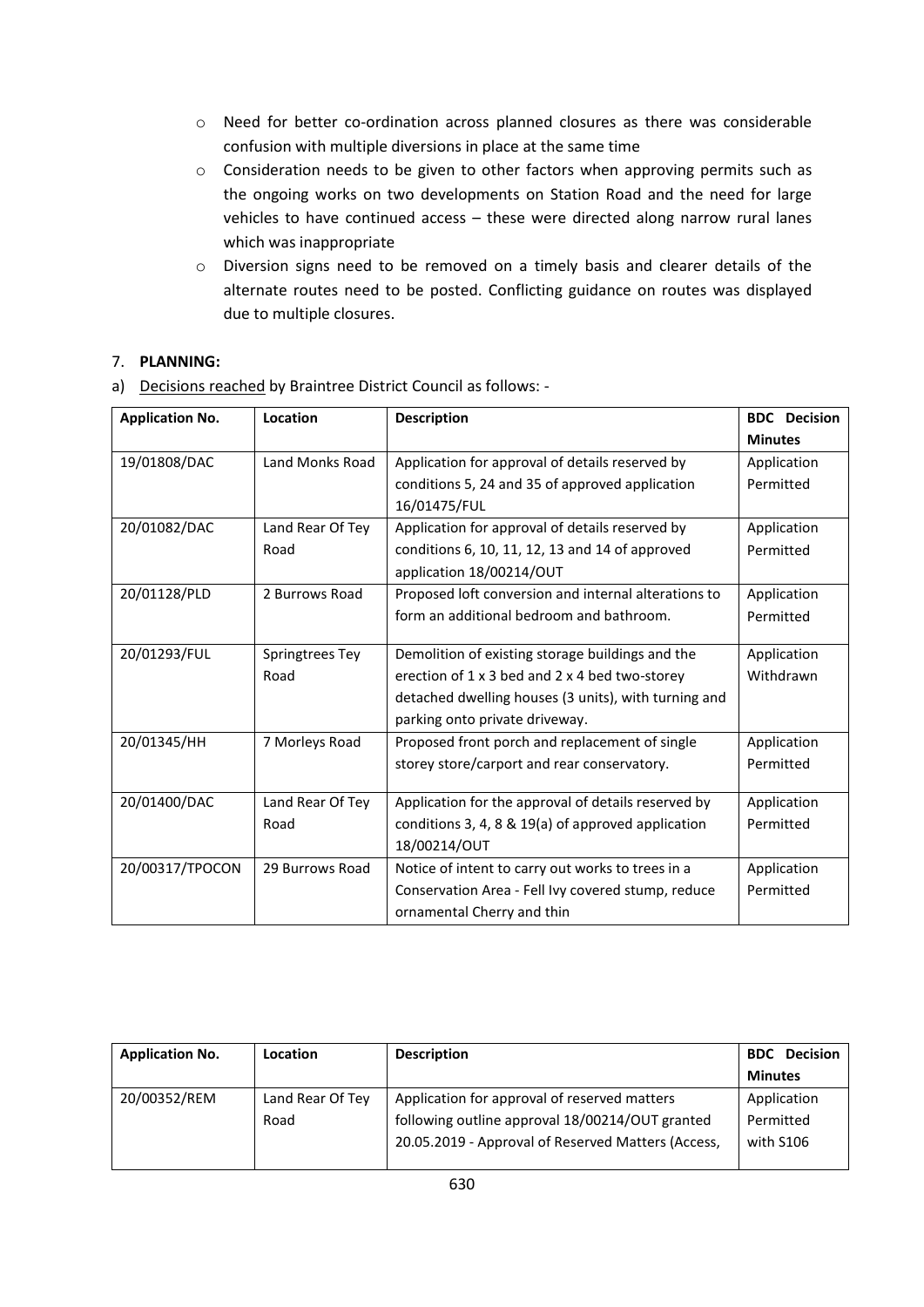- Need for better co-ordination across planned closures as there was considerable confusion with multiple diversions in place at the same time
- Consideration needs to be given to other factors when approving permits such as the ongoing works on two developments on Station Road and the need for large vehicles to have continued access – these were directed along narrow rural lanes which was inappropriate
- Diversion signs need to be removed on a timely basis and clearer details of the alternate routes need to be posted. Conflicting guidance on routes was displayed due to multiple closures.

7. **PLANNING:**

a) Decisions reached by Braintree District Council as follows: -

| Application No. | Location | Description | BDC Decision Minutes |
|---|---|---|---|
| 19/01808/DAC | Land Monks Road | Application for approval of details reserved by conditions 5, 24 and 35 of approved application 16/01475/FUL | Application Permitted |
| 20/01082/DAC | Land Rear Of Tey Road | Application for approval of details reserved by conditions 6, 10, 11, 12, 13 and 14 of approved application 18/00214/OUT | Application Permitted |
| 20/01128/PLD | 2 Burrows Road | Proposed loft conversion and internal alterations to form an additional bedroom and bathroom. | Application Permitted |
| 20/01293/FUL | Springtrees Tey Road | Demolition of existing storage buildings and the erection of 1 x 3 bed and 2 x 4 bed two-storey detached dwelling houses (3 units), with turning and parking onto private driveway. | Application Withdrawn |
| 20/01345/HH | 7 Morleys Road | Proposed front porch and replacement of single storey store/carport and rear conservatory. | Application Permitted |
| 20/01400/DAC | Land Rear Of Tey Road | Application for the approval of details reserved by conditions 3, 4, 8 & 19(a) of approved application 18/00214/OUT | Application Permitted |
| 20/00317/TPOCON | 29 Burrows Road | Notice of intent to carry out works to trees in a Conservation Area - Fell Ivy covered stump, reduce ornamental Cherry and thin | Application Permitted |
| 20/00352/REM | Land Rear Of Tey Road | Application for approval of reserved matters following outline approval 18/00214/OUT granted 20.05.2019 - Approval of Reserved Matters (Access, | Application Permitted with S106 |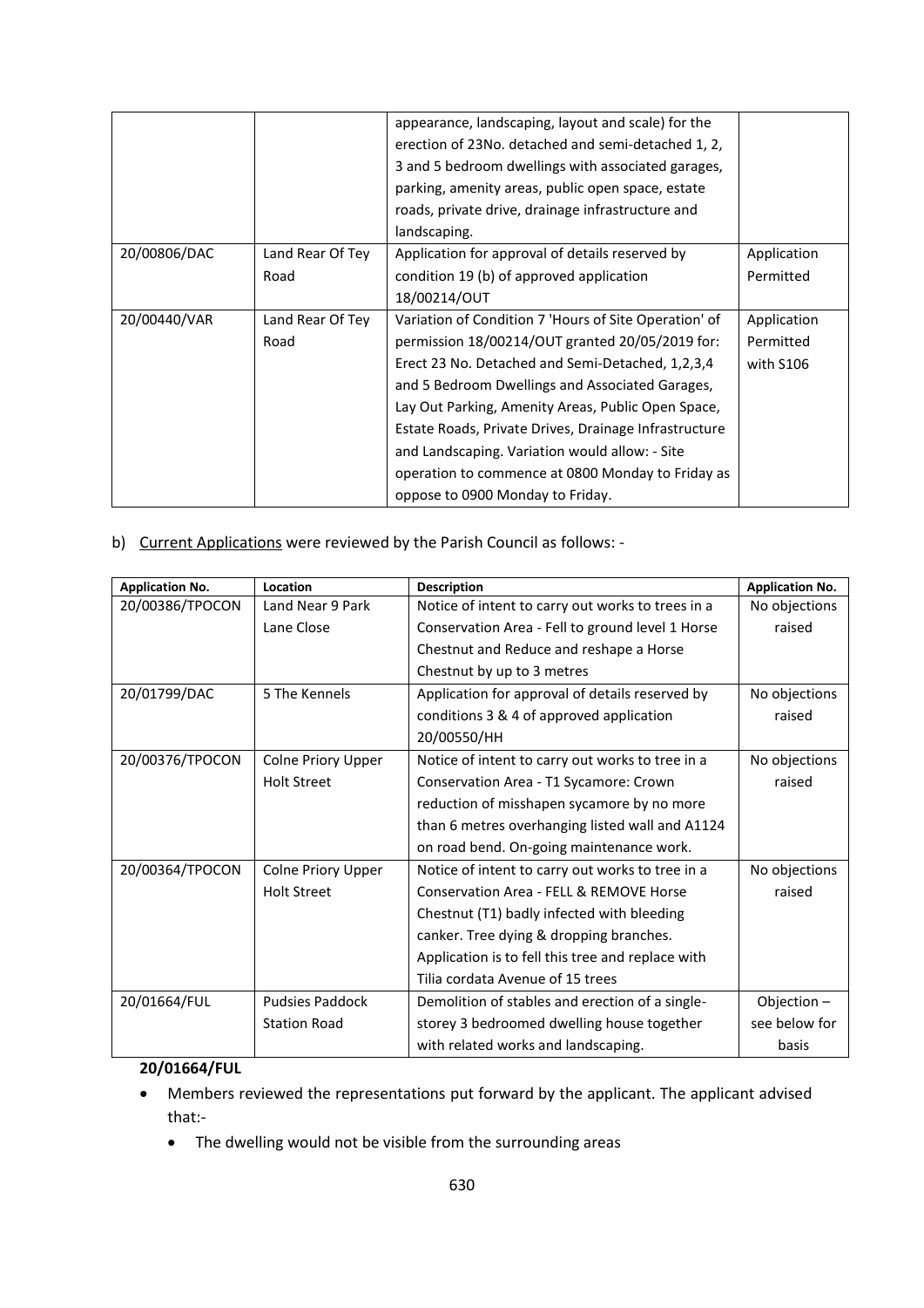| | | appearance, landscaping, layout and scale) for the erection of 23No. detached and semi-detached 1, 2, 3 and 5 bedroom dwellings with associated garages, parking, amenity areas, public open space, estate roads, private drive, drainage infrastructure and landscaping. | |
|---|---|---|---|
| 20/00806/DAC | Land Rear Of Tey Road | Application for approval of details reserved by condition 19 (b) of approved application 18/00214/OUT | Application Permitted |
| 20/00440/VAR | Land Rear Of Tey Road | Variation of Condition 7 'Hours of Site Operation' of permission 18/00214/OUT granted 20/05/2019 for: Erect 23 No. Detached and Semi-Detached, 1,2,3,4 and 5 Bedroom Dwellings and Associated Garages, Lay Out Parking, Amenity Areas, Public Open Space, Estate Roads, Private Drives, Drainage Infrastructure and Landscaping. Variation would allow: - Site operation to commence at 0800 Monday to Friday as oppose to 0900 Monday to Friday. | Application Permitted with S106 |

b) Current Applications were reviewed by the Parish Council as follows: -

| Application No. | Location | Description | Application No. |
|---|---|---|---|
| 20/00386/TPOCON | Land Near 9 Park Lane Close | Notice of intent to carry out works to trees in a Conservation Area - Fell to ground level 1 Horse Chestnut and Reduce and reshape a Horse Chestnut by up to 3 metres | No objections raised |
| 20/01799/DAC | 5 The Kennels | Application for approval of details reserved by conditions 3 & 4 of approved application 20/00550/HH | No objections raised |
| 20/00376/TPOCON | Colne Priory Upper Holt Street | Notice of intent to carry out works to tree in a Conservation Area - T1 Sycamore: Crown reduction of misshapen sycamore by no more than 6 metres overhanging listed wall and A1124 on road bend. On-going maintenance work. | No objections raised |
| 20/00364/TPOCON | Colne Priory Upper Holt Street | Notice of intent to carry out works to tree in a Conservation Area - FELL & REMOVE Horse Chestnut (T1) badly infected with bleeding canker. Tree dying & dropping branches. Application is to fell this tree and replace with Tilia cordata Avenue of 15 trees | No objections raised |
| 20/01664/FUL | Pudsies Paddock Station Road | Demolition of stables and erection of a single-storey 3 bedroomed dwelling house together with related works and landscaping. | Objection – see below for basis |

**20/01664/FUL**

- Members reviewed the representations put forward by the applicant. The applicant advised that:-
    - The dwelling would not be visible from the surrounding areas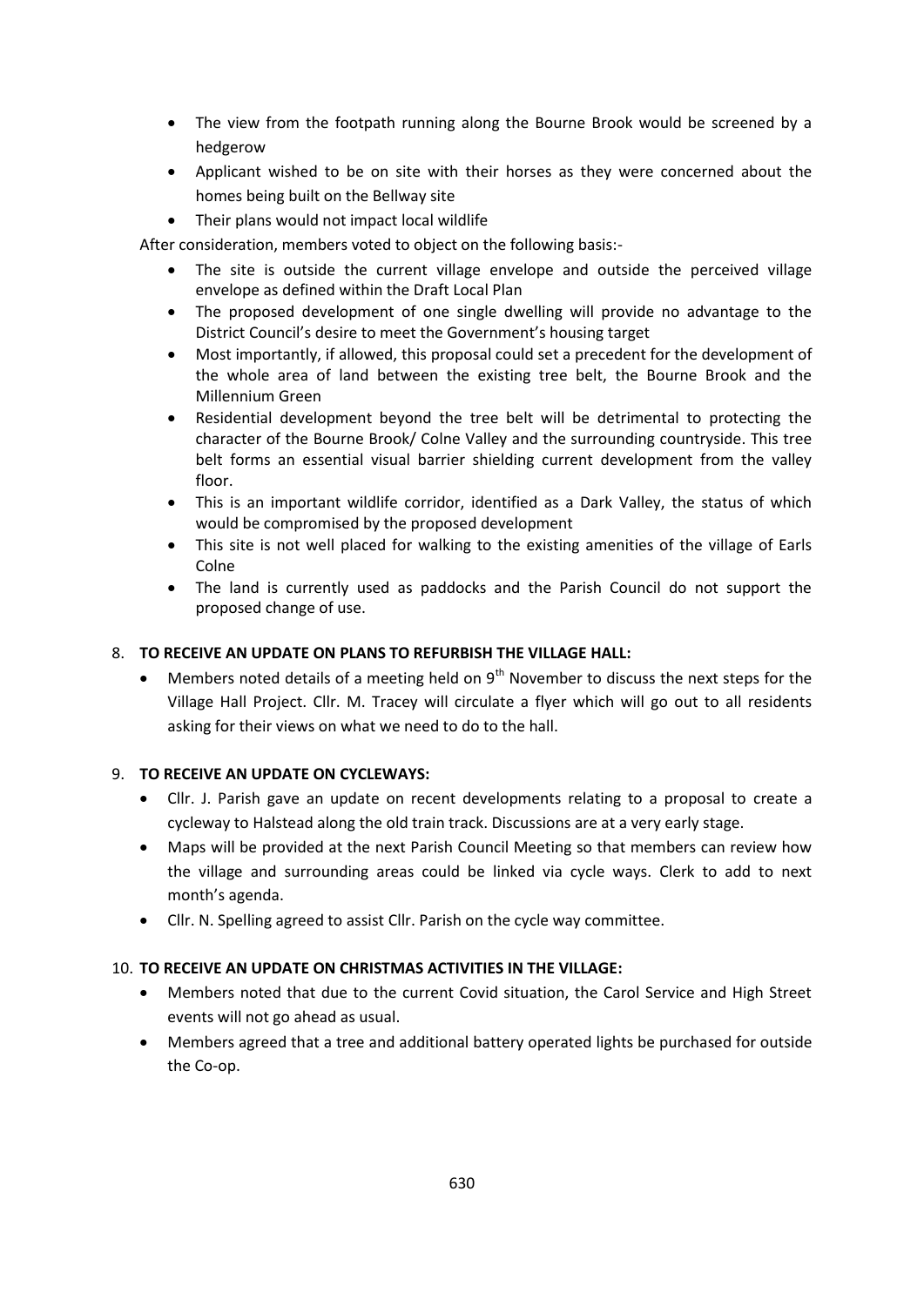- The view from the footpath running along the Bourne Brook would be screened by a hedgerow
- Applicant wished to be on site with their horses as they were concerned about the homes being built on the Bellway site
- Their plans would not impact local wildlife

After consideration, members voted to object on the following basis:-

- The site is outside the current village envelope and outside the perceived village envelope as defined within the Draft Local Plan
- The proposed development of one single dwelling will provide no advantage to the District Council's desire to meet the Government's housing target
- Most importantly, if allowed, this proposal could set a precedent for the development of the whole area of land between the existing tree belt, the Bourne Brook and the Millennium Green
- Residential development beyond the tree belt will be detrimental to protecting the character of the Bourne Brook/ Colne Valley and the surrounding countryside. This tree belt forms an essential visual barrier shielding current development from the valley floor.
- This is an important wildlife corridor, identified as a Dark Valley, the status of which would be compromised by the proposed development
- This site is not well placed for walking to the existing amenities of the village of Earls Colne
- The land is currently used as paddocks and the Parish Council do not support the proposed change of use.

8. **TO RECEIVE AN UPDATE ON PLANS TO REFURBISH THE VILLAGE HALL:**
   - Members noted details of a meeting held on 9th November to discuss the next steps for the Village Hall Project. Cllr. M. Tracey will circulate a flyer which will go out to all residents asking for their views on what we need to do to the hall.

9. **TO RECEIVE AN UPDATE ON CYCLEWAYS:**
   - Cllr. J. Parish gave an update on recent developments relating to a proposal to create a cycleway to Halstead along the old train track. Discussions are at a very early stage.
   - Maps will be provided at the next Parish Council Meeting so that members can review how the village and surrounding areas could be linked via cycle ways. Clerk to add to next month's agenda.
   - Cllr. N. Spelling agreed to assist Cllr. Parish on the cycle way committee.

10. **TO RECEIVE AN UPDATE ON CHRISTMAS ACTIVITIES IN THE VILLAGE:**
    - Members noted that due to the current Covid situation, the Carol Service and High Street events will not go ahead as usual.
    - Members agreed that a tree and additional battery operated lights be purchased for outside the Co-op.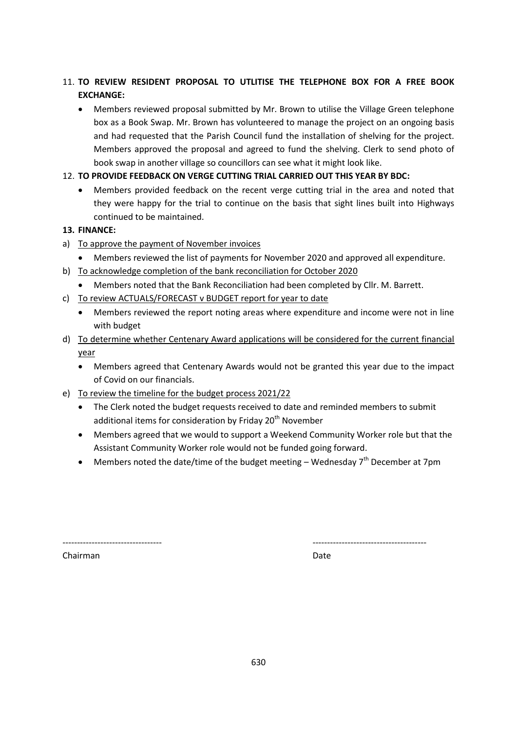11. **TO REVIEW RESIDENT PROPOSAL TO UTLITISE THE TELEPHONE BOX FOR A FREE BOOK EXCHANGE:**
    - Members reviewed proposal submitted by Mr. Brown to utilise the Village Green telephone box as a Book Swap. Mr. Brown has volunteered to manage the project on an ongoing basis and had requested that the Parish Council fund the installation of shelving for the project. Members approved the proposal and agreed to fund the shelving. Clerk to send photo of book swap in another village so councillors can see what it might look like.
12. **TO PROVIDE FEEDBACK ON VERGE CUTTING TRIAL CARRIED OUT THIS YEAR BY BDC:**
    - Members provided feedback on the recent verge cutting trial in the area and noted that they were happy for the trial to continue on the basis that sight lines built into Highways continued to be maintained.

**13. FINANCE:**

a) To approve the payment of November invoices
   - Members reviewed the list of payments for November 2020 and approved all expenditure.

b) To acknowledge completion of the bank reconciliation for October 2020
   - Members noted that the Bank Reconciliation had been completed by Cllr. M. Barrett.

c) To review ACTUALS/FORECAST v BUDGET report for year to date
   - Members reviewed the report noting areas where expenditure and income were not in line with budget

d) To determine whether Centenary Award applications will be considered for the current financial year
   - Members agreed that Centenary Awards would not be granted this year due to the impact of Covid on our financials.

e) To review the timeline for the budget process 2021/22
   - The Clerk noted the budget requests received to date and reminded members to submit additional items for consideration by Friday 20th November
   - Members agreed that we would to support a Weekend Community Worker role but that the Assistant Community Worker role would not be funded going forward.
   - Members noted the date/time of the budget meeting – Wednesday 7th December at 7pm

---------------------------------- ---------------------------------------

Chairman Date